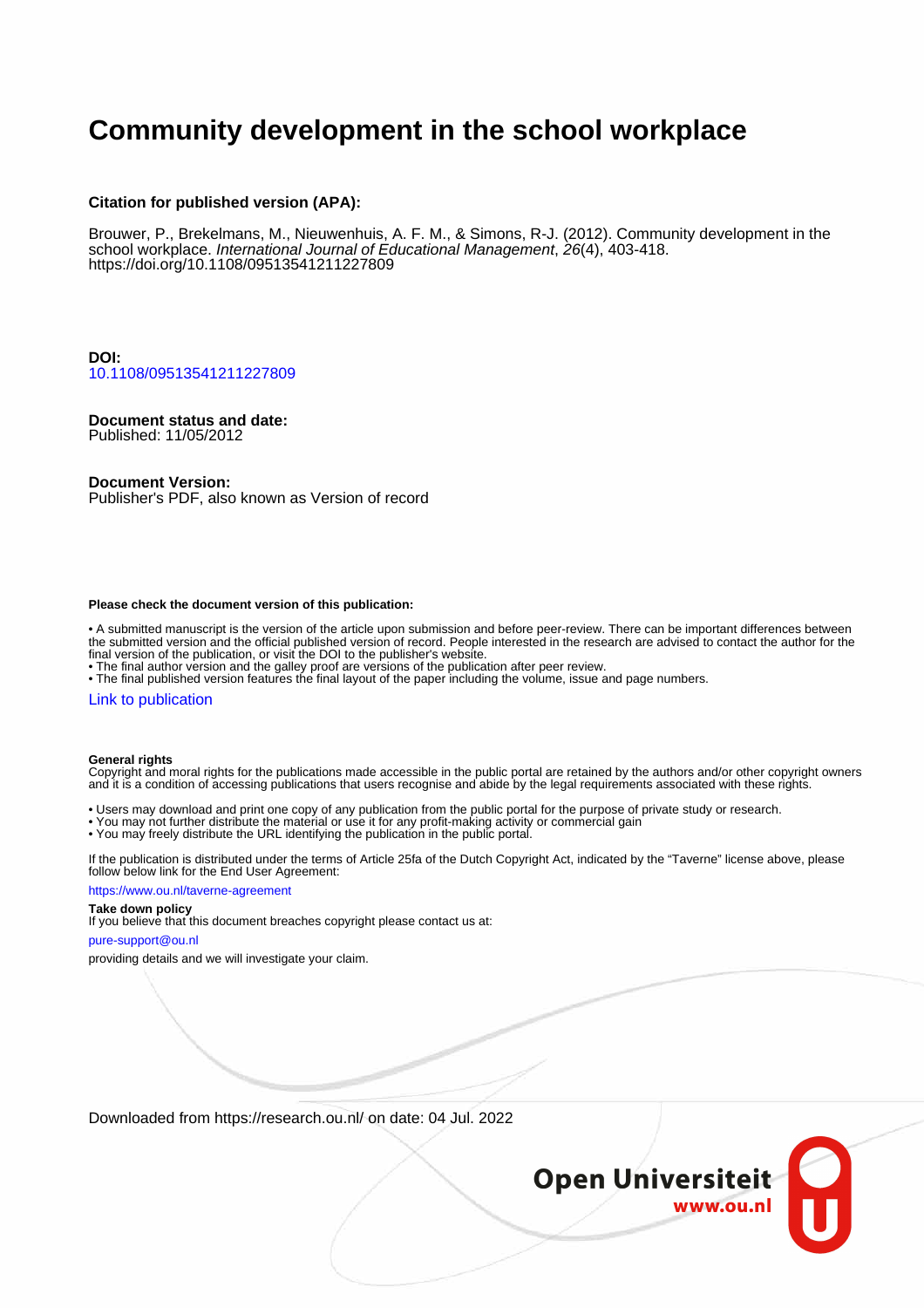# Community development in the school workplace

**Citation for published version (APA):**

Brouwer, P., Brekelmans, M., Nieuwenhuis, A. F. M., & Simons, R-J. (2012). Community development in the school workplace. *International Journal of Educational Management*, *26*(4), 403-418. https://doi.org/10.1108/09513541211227809

**DOI:**
10.1108/09513541211227809

**Document status and date:**
Published: 11/05/2012

**Document Version:**
Publisher's PDF, also known as Version of record

**Please check the document version of this publication:**

• A submitted manuscript is the version of the article upon submission and before peer-review. There can be important differences between the submitted version and the official published version of record. People interested in the research are advised to contact the author for the final version of the publication, or visit the DOI to the publisher's website.
• The final author version and the galley proof are versions of the publication after peer review.
• The final published version features the final layout of the paper including the volume, issue and page numbers.

Link to publication

**General rights**
Copyright and moral rights for the publications made accessible in the public portal are retained by the authors and/or other copyright owners and it is a condition of accessing publications that users recognise and abide by the legal requirements associated with these rights.

• Users may download and print one copy of any publication from the public portal for the purpose of private study or research.
• You may not further distribute the material or use it for any profit-making activity or commercial gain
• You may freely distribute the URL identifying the publication in the public portal.

If the publication is distributed under the terms of Article 25fa of the Dutch Copyright Act, indicated by the "Taverne" license above, please follow below link for the End User Agreement:

https://www.ou.nl/taverne-agreement

**Take down policy**
If you believe that this document breaches copyright please contact us at:

pure-support@ou.nl

providing details and we will investigate your claim.

Downloaded from https://research.ou.nl/ on date: 04 Jul. 2022

Open Universiteit
www.ou.nl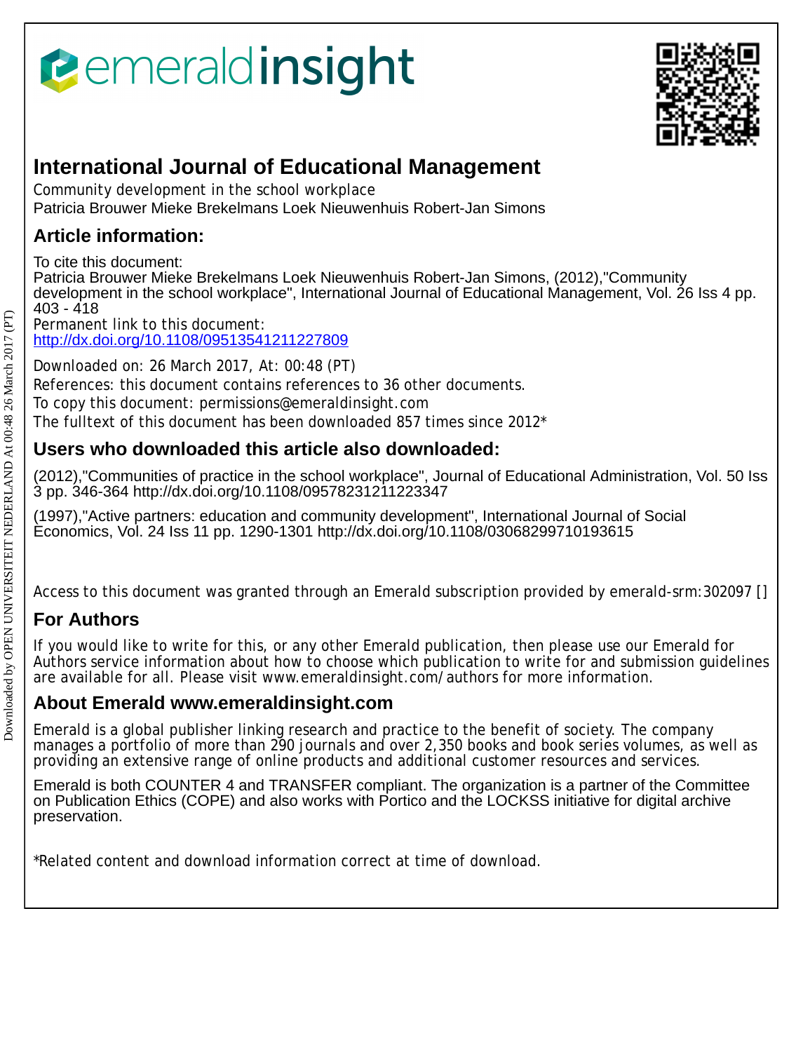# International Journal of Educational Management

Community development in the school workplace

Patricia Brouwer Mieke Brekelmans Loek Nieuwenhuis Robert-Jan Simons

## Article information:

To cite this document:

Patricia Brouwer Mieke Brekelmans Loek Nieuwenhuis Robert-Jan Simons, (2012),"Community development in the school workplace", International Journal of Educational Management, Vol. 26 Iss 4 pp. 403 - 418

Permanent link to this document:

http://dx.doi.org/10.1108/09513541211227809

Downloaded on: 26 March 2017, At: 00:48 (PT)

References: this document contains references to 36 other documents.

To copy this document: permissions@emeraldinsight.com

The fulltext of this document has been downloaded 857 times since 2012*

## Users who downloaded this article also downloaded:

(2012),"Communities of practice in the school workplace", Journal of Educational Administration, Vol. 50 Iss 3 pp. 346-364 http://dx.doi.org/10.1108/09578231211223347

(1997),"Active partners: education and community development", International Journal of Social Economics, Vol. 24 Iss 11 pp. 1290-1301 http://dx.doi.org/10.1108/03068299710193615

Access to this document was granted through an Emerald subscription provided by emerald-srm:302097 []

## For Authors

If you would like to write for this, or any other Emerald publication, then please use our Emerald for Authors service information about how to choose which publication to write for and submission guidelines are available for all. Please visit www.emeraldinsight.com/authors for more information.

## About Emerald www.emeraldinsight.com

Emerald is a global publisher linking research and practice to the benefit of society. The company manages a portfolio of more than 290 journals and over 2,350 books and book series volumes, as well as providing an extensive range of online products and additional customer resources and services.

Emerald is both COUNTER 4 and TRANSFER compliant. The organization is a partner of the Committee on Publication Ethics (COPE) and also works with Portico and the LOCKSS initiative for digital archive preservation.

*Related content and download information correct at time of download.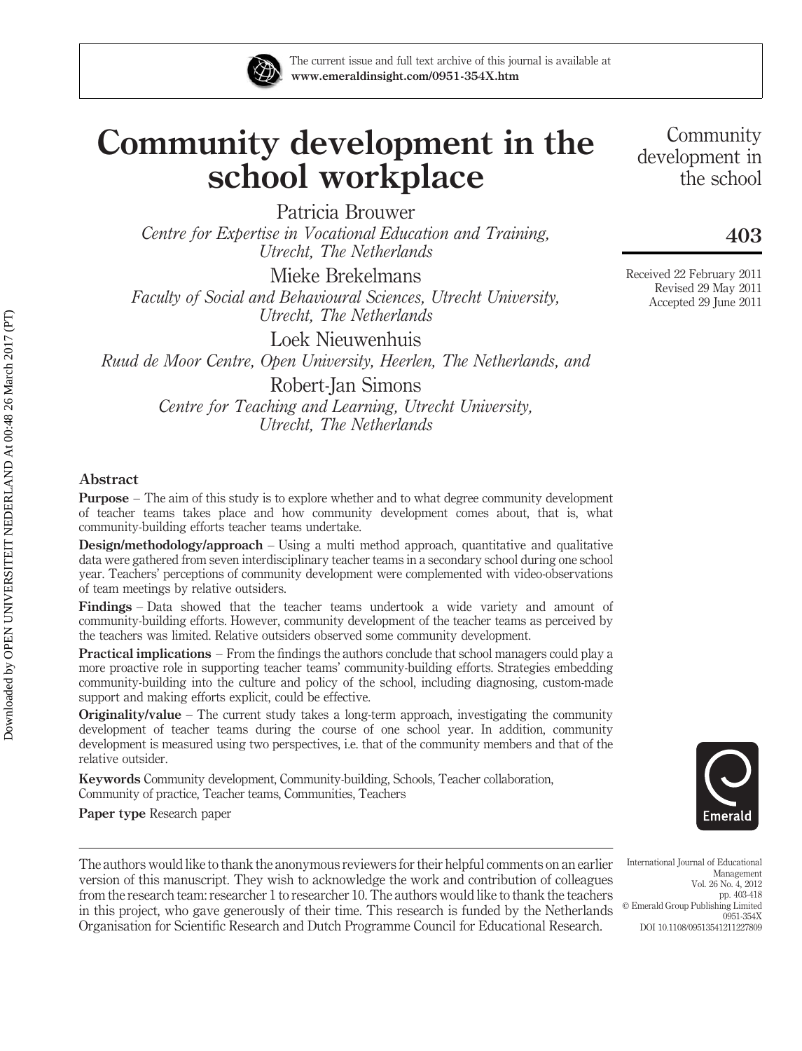# Community development in the school workplace

Patricia Brouwer

*Centre for Expertise in Vocational Education and Training, Utrecht, The Netherlands*

Mieke Brekelmans

*Faculty of Social and Behavioural Sciences, Utrecht University, Utrecht, The Netherlands*

Loek Nieuwenhuis

*Ruud de Moor Centre, Open University, Heerlen, The Netherlands, and*

Robert-Jan Simons

*Centre for Teaching and Learning, Utrecht University, Utrecht, The Netherlands*

Received 22 February 2011
Revised 29 May 2011
Accepted 29 June 2011

## Abstract

**Purpose** – The aim of this study is to explore whether and to what degree community development of teacher teams takes place and how community development comes about, that is, what community-building efforts teacher teams undertake.

**Design/methodology/approach** – Using a multi method approach, quantitative and qualitative data were gathered from seven interdisciplinary teacher teams in a secondary school during one school year. Teachers' perceptions of community development were complemented with video-observations of team meetings by relative outsiders.

**Findings** – Data showed that the teacher teams undertook a wide variety and amount of community-building efforts. However, community development of the teacher teams as perceived by the teachers was limited. Relative outsiders observed some community development.

**Practical implications** – From the findings the authors conclude that school managers could play a more proactive role in supporting teacher teams' community-building efforts. Strategies embedding community-building into the culture and policy of the school, including diagnosing, custom-made support and making efforts explicit, could be effective.

**Originality/value** – The current study takes a long-term approach, investigating the community development of teacher teams during the course of one school year. In addition, community development is measured using two perspectives, i.e. that of the community members and that of the relative outsider.

**Keywords** Community development, Community-building, Schools, Teacher collaboration, Community of practice, Teacher teams, Communities, Teachers

**Paper type** Research paper

The authors would like to thank the anonymous reviewers for their helpful comments on an earlier version of this manuscript. They wish to acknowledge the work and contribution of colleagues from the research team: researcher 1 to researcher 10. The authors would like to thank the teachers in this project, who gave generously of their time. This research is funded by the Netherlands Organisation for Scientific Research and Dutch Programme Council for Educational Research.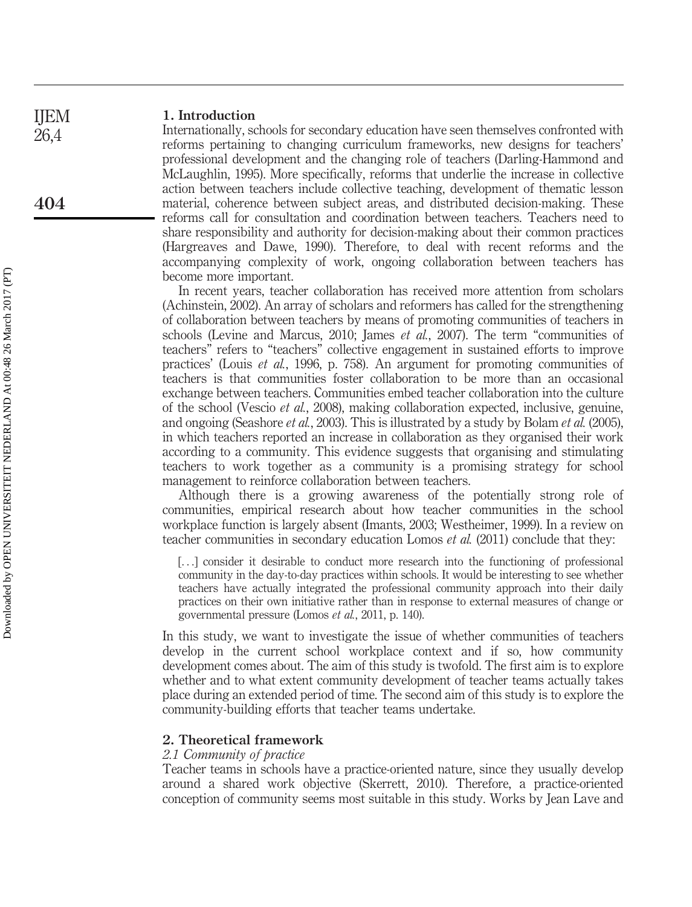## 1. Introduction

Internationally, schools for secondary education have seen themselves confronted with reforms pertaining to changing curriculum frameworks, new designs for teachers' professional development and the changing role of teachers (Darling-Hammond and McLaughlin, 1995). More specifically, reforms that underlie the increase in collective action between teachers include collective teaching, development of thematic lesson material, coherence between subject areas, and distributed decision-making. These reforms call for consultation and coordination between teachers. Teachers need to share responsibility and authority for decision-making about their common practices (Hargreaves and Dawe, 1990). Therefore, to deal with recent reforms and the accompanying complexity of work, ongoing collaboration between teachers has become more important.

In recent years, teacher collaboration has received more attention from scholars (Achinstein, 2002). An array of scholars and reformers has called for the strengthening of collaboration between teachers by means of promoting communities of teachers in schools (Levine and Marcus, 2010; James *et al.*, 2007). The term "communities of teachers" refers to "teachers" collective engagement in sustained efforts to improve practices' (Louis *et al.*, 1996, p. 758). An argument for promoting communities of teachers is that communities foster collaboration to be more than an occasional exchange between teachers. Communities embed teacher collaboration into the culture of the school (Vescio *et al.*, 2008), making collaboration expected, inclusive, genuine, and ongoing (Seashore *et al.*, 2003). This is illustrated by a study by Bolam *et al.* (2005), in which teachers reported an increase in collaboration as they organised their work according to a community. This evidence suggests that organising and stimulating teachers to work together as a community is a promising strategy for school management to reinforce collaboration between teachers.

Although there is a growing awareness of the potentially strong role of communities, empirical research about how teacher communities in the school workplace function is largely absent (Imants, 2003; Westheimer, 1999). In a review on teacher communities in secondary education Lomos *et al.* (2011) conclude that they:

> [...] consider it desirable to conduct more research into the functioning of professional community in the day-to-day practices within schools. It would be interesting to see whether teachers have actually integrated the professional community approach into their daily practices on their own initiative rather than in response to external measures of change or governmental pressure (Lomos *et al.*, 2011, p. 140).

In this study, we want to investigate the issue of whether communities of teachers develop in the current school workplace context and if so, how community development comes about. The aim of this study is twofold. The first aim is to explore whether and to what extent community development of teacher teams actually takes place during an extended period of time. The second aim of this study is to explore the community-building efforts that teacher teams undertake.

## 2. Theoretical framework

### *2.1 Community of practice*

Teacher teams in schools have a practice-oriented nature, since they usually develop around a shared work objective (Skerrett, 2010). Therefore, a practice-oriented conception of community seems most suitable in this study. Works by Jean Lave and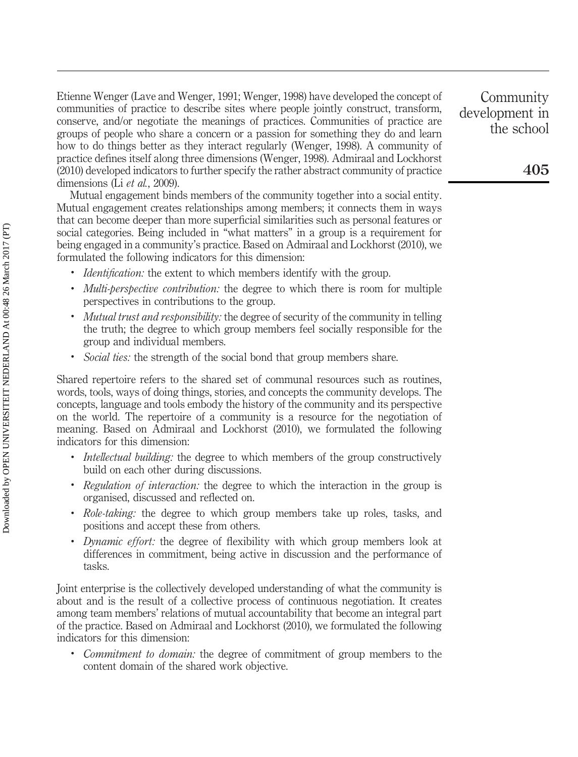Etienne Wenger (Lave and Wenger, 1991; Wenger, 1998) have developed the concept of communities of practice to describe sites where people jointly construct, transform, conserve, and/or negotiate the meanings of practices. Communities of practice are groups of people who share a concern or a passion for something they do and learn how to do things better as they interact regularly (Wenger, 1998). A community of practice defines itself along three dimensions (Wenger, 1998). Admiraal and Lockhorst (2010) developed indicators to further specify the rather abstract community of practice dimensions (Li *et al.*, 2009).

Mutual engagement binds members of the community together into a social entity. Mutual engagement creates relationships among members; it connects them in ways that can become deeper than more superficial similarities such as personal features or social categories. Being included in "what matters" in a group is a requirement for being engaged in a community's practice. Based on Admiraal and Lockhorst (2010), we formulated the following indicators for this dimension:

- *Identification:* the extent to which members identify with the group.
- *Multi-perspective contribution:* the degree to which there is room for multiple perspectives in contributions to the group.
- *Mutual trust and responsibility:* the degree of security of the community in telling the truth; the degree to which group members feel socially responsible for the group and individual members.
- *Social ties:* the strength of the social bond that group members share.

Shared repertoire refers to the shared set of communal resources such as routines, words, tools, ways of doing things, stories, and concepts the community develops. The concepts, language and tools embody the history of the community and its perspective on the world. The repertoire of a community is a resource for the negotiation of meaning. Based on Admiraal and Lockhorst (2010), we formulated the following indicators for this dimension:

- *Intellectual building:* the degree to which members of the group constructively build on each other during discussions.
- *Regulation of interaction:* the degree to which the interaction in the group is organised, discussed and reflected on.
- *Role-taking:* the degree to which group members take up roles, tasks, and positions and accept these from others.
- *Dynamic effort:* the degree of flexibility with which group members look at differences in commitment, being active in discussion and the performance of tasks.

Joint enterprise is the collectively developed understanding of what the community is about and is the result of a collective process of continuous negotiation. It creates among team members' relations of mutual accountability that become an integral part of the practice. Based on Admiraal and Lockhorst (2010), we formulated the following indicators for this dimension:

- *Commitment to domain:* the degree of commitment of group members to the content domain of the shared work objective.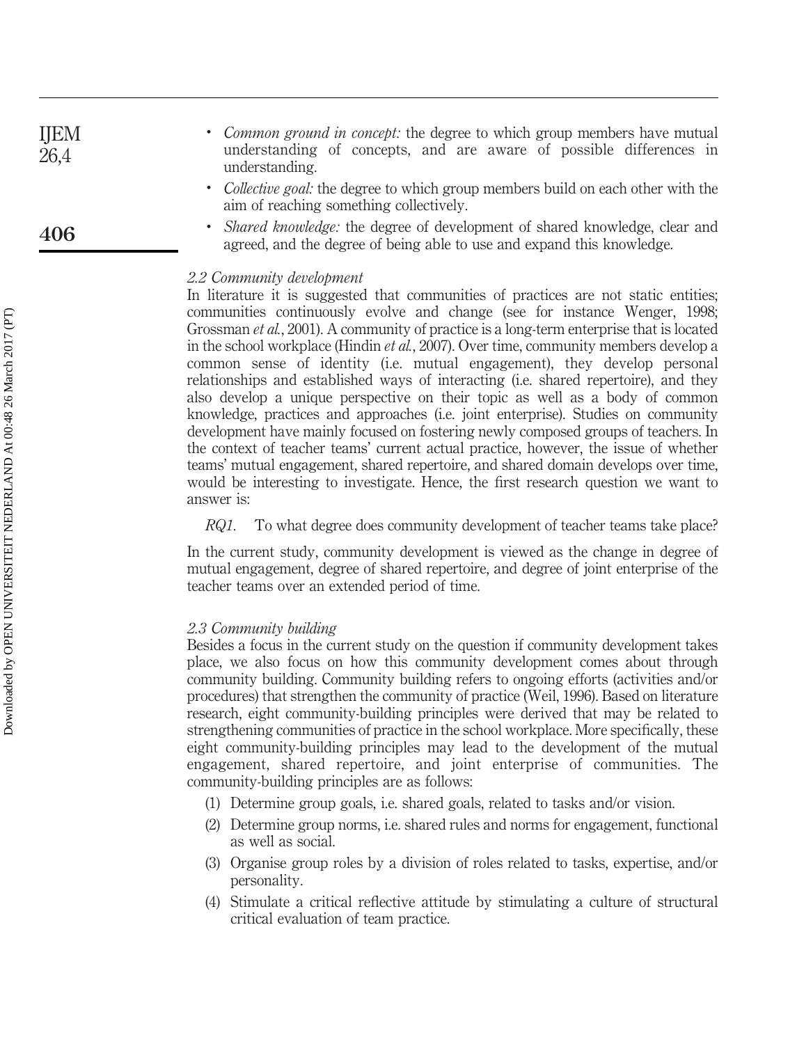- *Common ground in concept:* the degree to which group members have mutual understanding of concepts, and are aware of possible differences in understanding.
- *Collective goal:* the degree to which group members build on each other with the aim of reaching something collectively.
- *Shared knowledge:* the degree of development of shared knowledge, clear and agreed, and the degree of being able to use and expand this knowledge.

### *2.2 Community development*

In literature it is suggested that communities of practices are not static entities; communities continuously evolve and change (see for instance Wenger, 1998; Grossman *et al.*, 2001). A community of practice is a long-term enterprise that is located in the school workplace (Hindin *et al.*, 2007). Over time, community members develop a common sense of identity (i.e. mutual engagement), they develop personal relationships and established ways of interacting (i.e. shared repertoire), and they also develop a unique perspective on their topic as well as a body of common knowledge, practices and approaches (i.e. joint enterprise). Studies on community development have mainly focused on fostering newly composed groups of teachers. In the context of teacher teams' current actual practice, however, the issue of whether teams' mutual engagement, shared repertoire, and shared domain develops over time, would be interesting to investigate. Hence, the first research question we want to answer is:

*RQ1.* To what degree does community development of teacher teams take place?

In the current study, community development is viewed as the change in degree of mutual engagement, degree of shared repertoire, and degree of joint enterprise of the teacher teams over an extended period of time.

### *2.3 Community building*

Besides a focus in the current study on the question if community development takes place, we also focus on how this community development comes about through community building. Community building refers to ongoing efforts (activities and/or procedures) that strengthen the community of practice (Weil, 1996). Based on literature research, eight community-building principles were derived that may be related to strengthening communities of practice in the school workplace. More specifically, these eight community-building principles may lead to the development of the mutual engagement, shared repertoire, and joint enterprise of communities. The community-building principles are as follows:

1. Determine group goals, i.e. shared goals, related to tasks and/or vision.
2. Determine group norms, i.e. shared rules and norms for engagement, functional as well as social.
3. Organise group roles by a division of roles related to tasks, expertise, and/or personality.
4. Stimulate a critical reflective attitude by stimulating a culture of structural critical evaluation of team practice.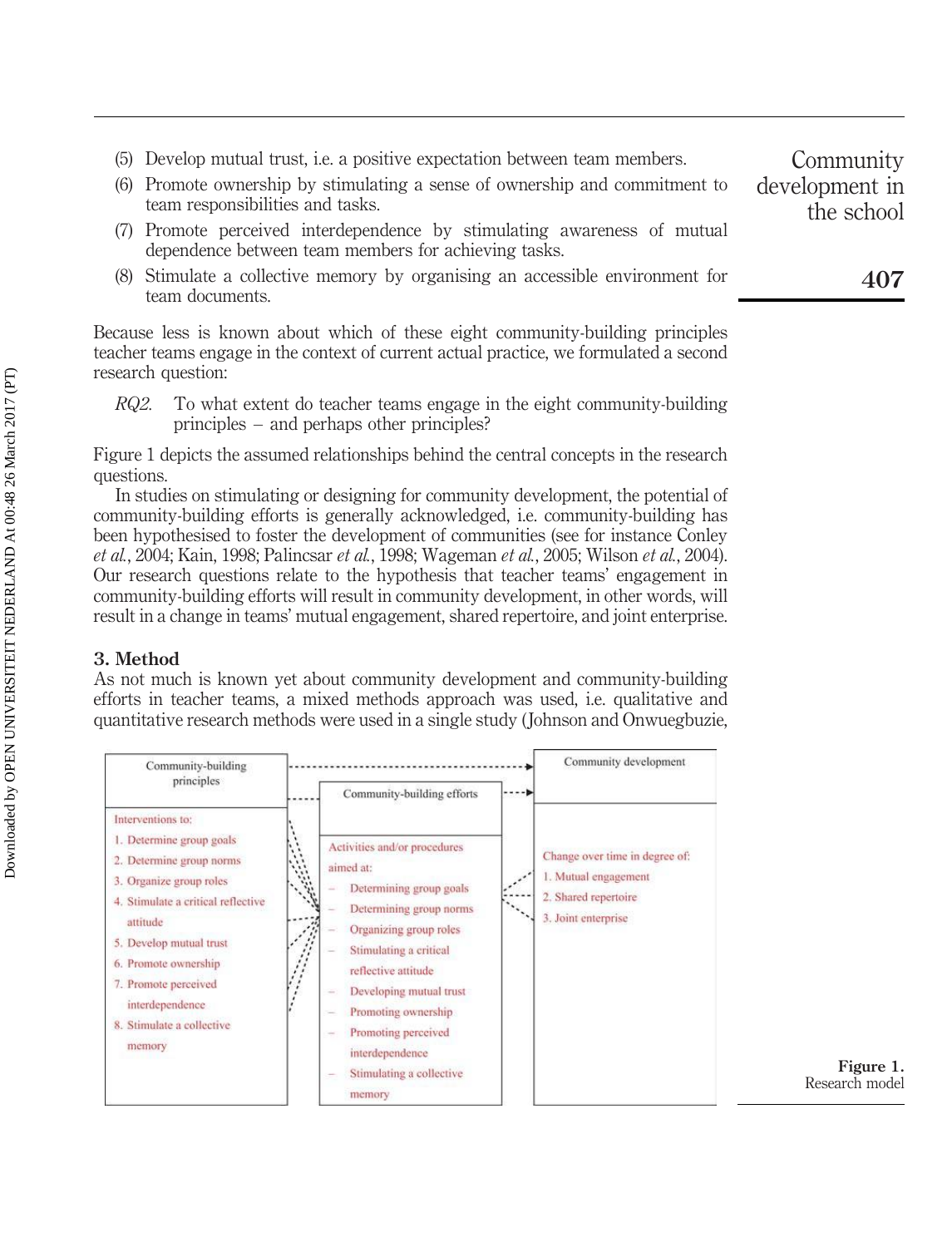(5) Develop mutual trust, i.e. a positive expectation between team members.

(6) Promote ownership by stimulating a sense of ownership and commitment to team responsibilities and tasks.

(7) Promote perceived interdependence by stimulating awareness of mutual dependence between team members for achieving tasks.

(8) Stimulate a collective memory by organising an accessible environment for team documents.

Because less is known about which of these eight community-building principles teacher teams engage in the context of current actual practice, we formulated a second research question:

*RQ2.* To what extent do teacher teams engage in the eight community-building principles – and perhaps other principles?

Figure 1 depicts the assumed relationships behind the central concepts in the research questions.

In studies on stimulating or designing for community development, the potential of community-building efforts is generally acknowledged, i.e. community-building has been hypothesised to foster the development of communities (see for instance Conley *et al.*, 2004; Kain, 1998; Palincsar *et al.*, 1998; Wageman *et al.*, 2005; Wilson *et al.*, 2004). Our research questions relate to the hypothesis that teacher teams' engagement in community-building efforts will result in community development, in other words, will result in a change in teams' mutual engagement, shared repertoire, and joint enterprise.

## 3. Method

As not much is known yet about community development and community-building efforts in teacher teams, a mixed methods approach was used, i.e. qualitative and quantitative research methods were used in a single study (Johnson and Onwuegbuzie,

| Community-building principles | Community-building efforts | Community development |
|---|---|---|
| Interventions to: | Activities and/or procedures aimed at: | Change over time in degree of: |
| 1. Determine group goals | – Determining group goals | 1. Mutual engagement |
| 2. Determine group norms | – Determining group norms | 2. Shared repertoire |
| 3. Organize group roles | – Organizing group roles | 3. Joint enterprise |
| 4. Stimulate a critical reflective attitude | – Stimulating a critical reflective attitude | |
| 5. Develop mutual trust | – Developing mutual trust | |
| 6. Promote ownership | – Promoting ownership | |
| 7. Promote perceived interdependence | – Promoting perceived interdependence | |
| 8. Stimulate a collective memory | – Stimulating a collective memory | |

**Figure 1.** Research model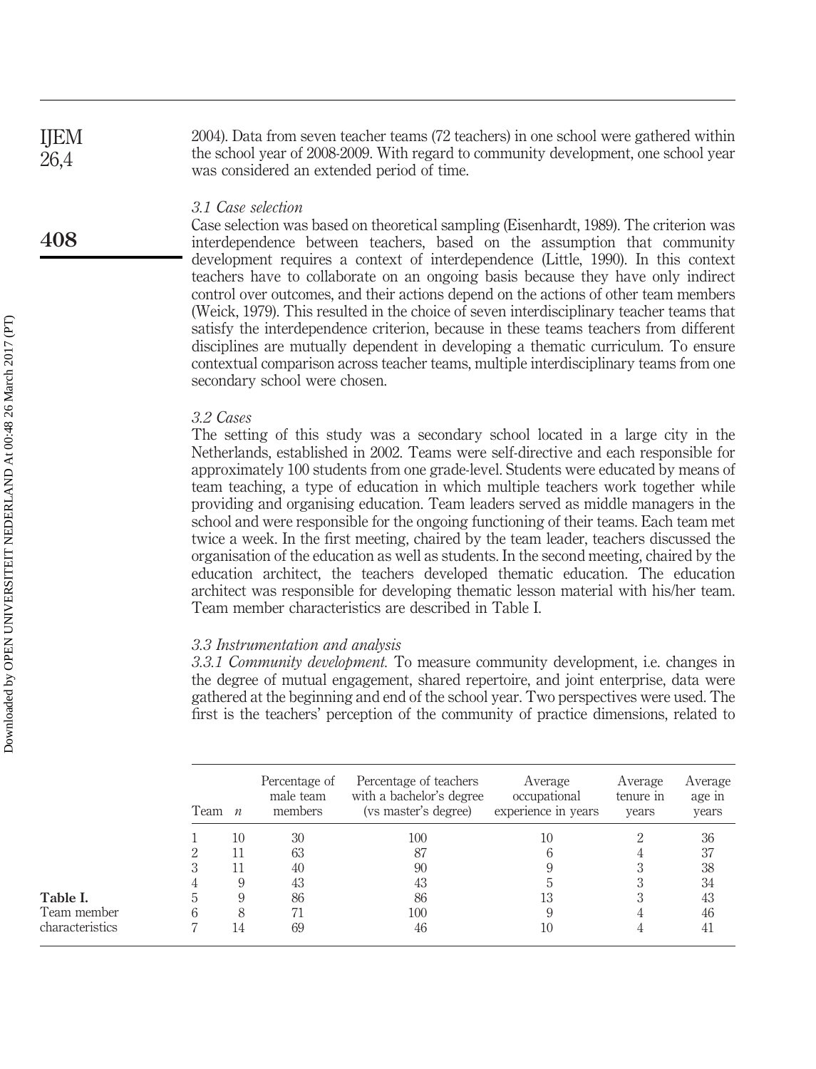2004). Data from seven teacher teams (72 teachers) in one school were gathered within the school year of 2008-2009. With regard to community development, one school year was considered an extended period of time.

### *3.1 Case selection*

Case selection was based on theoretical sampling (Eisenhardt, 1989). The criterion was interdependence between teachers, based on the assumption that community development requires a context of interdependence (Little, 1990). In this context teachers have to collaborate on an ongoing basis because they have only indirect control over outcomes, and their actions depend on the actions of other team members (Weick, 1979). This resulted in the choice of seven interdisciplinary teacher teams that satisfy the interdependence criterion, because in these teams teachers from different disciplines are mutually dependent in developing a thematic curriculum. To ensure contextual comparison across teacher teams, multiple interdisciplinary teams from one secondary school were chosen.

### *3.2 Cases*

The setting of this study was a secondary school located in a large city in the Netherlands, established in 2002. Teams were self-directive and each responsible for approximately 100 students from one grade-level. Students were educated by means of team teaching, a type of education in which multiple teachers work together while providing and organising education. Team leaders served as middle managers in the school and were responsible for the ongoing functioning of their teams. Each team met twice a week. In the first meeting, chaired by the team leader, teachers discussed the organisation of the education as well as students. In the second meeting, chaired by the education architect, the teachers developed thematic education. The education architect was responsible for developing thematic lesson material with his/her team. Team member characteristics are described in Table I.

### *3.3 Instrumentation and analysis*

*3.3.1 Community development.* To measure community development, i.e. changes in the degree of mutual engagement, shared repertoire, and joint enterprise, data were gathered at the beginning and end of the school year. Two perspectives were used. The first is the teachers' perception of the community of practice dimensions, related to

| Team | *n* | Percentage of male team members | Percentage of teachers with a bachelor's degree (vs master's degree) | Average occupational experience in years | Average tenure in years | Average age in years |
|---|---|---|---|---|---|---|
| 1 | 10 | 30 | 100 | 10 | 2 | 36 |
| 2 | 11 | 63 | 87 | 6 | 4 | 37 |
| 3 | 11 | 40 | 90 | 9 | 3 | 38 |
| 4 | 9 | 43 | 43 | 5 | 3 | 34 |
| 5 | 9 | 86 | 86 | 13 | 3 | 43 |
| 6 | 8 | 71 | 100 | 9 | 4 | 46 |
| 7 | 14 | 69 | 46 | 10 | 4 | 41 |

**Table I.** Team member characteristics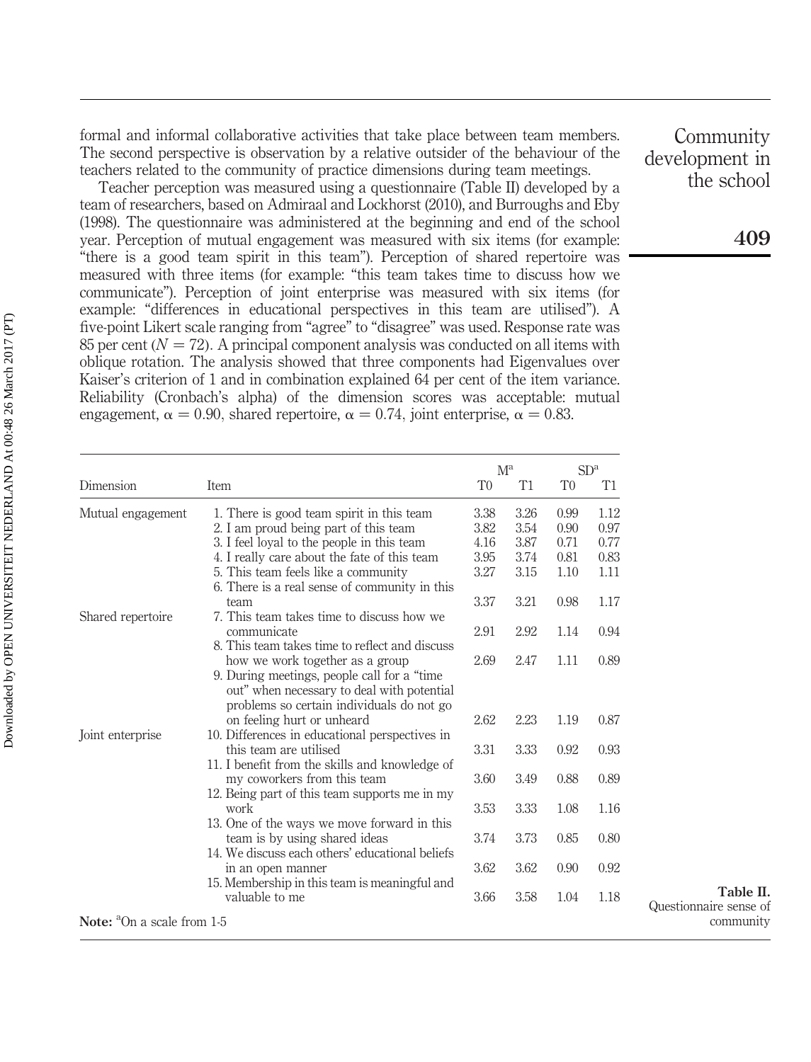formal and informal collaborative activities that take place between team members. The second perspective is observation by a relative outsider of the behaviour of the teachers related to the community of practice dimensions during team meetings.

Teacher perception was measured using a questionnaire (Table II) developed by a team of researchers, based on Admiraal and Lockhorst (2010), and Burroughs and Eby (1998). The questionnaire was administered at the beginning and end of the school year. Perception of mutual engagement was measured with six items (for example: "there is a good team spirit in this team"). Perception of shared repertoire was measured with three items (for example: "this team takes time to discuss how we communicate"). Perception of joint enterprise was measured with six items (for example: "differences in educational perspectives in this team are utilised"). A five-point Likert scale ranging from "agree" to "disagree" was used. Response rate was 85 per cent ($N = 72$). A principal component analysis was conducted on all items with oblique rotation. The analysis showed that three components had Eigenvalues over Kaiser's criterion of 1 and in combination explained 64 per cent of the item variance. Reliability (Cronbach's alpha) of the dimension scores was acceptable: mutual engagement, $\alpha = 0.90$, shared repertoire, $\alpha = 0.74$, joint enterprise, $\alpha = 0.83$.

| Dimension | Item | M[a] | | SD[a] | |
|---|---|---|---|---|---|
| | | T0 | T1 | T0 | T1 |
| Mutual engagement | 1. There is good team spirit in this team | 3.38 | 3.26 | 0.99 | 1.12 |
| | 2. I am proud being part of this team | 3.82 | 3.54 | 0.90 | 0.97 |
| | 3. I feel loyal to the people in this team | 4.16 | 3.87 | 0.71 | 0.77 |
| | 4. I really care about the fate of this team | 3.95 | 3.74 | 0.81 | 0.83 |
| | 5. This team feels like a community | 3.27 | 3.15 | 1.10 | 1.11 |
| | 6. There is a real sense of community in this team | 3.37 | 3.21 | 0.98 | 1.17 |
| Shared repertoire | 7. This team takes time to discuss how we communicate | 2.91 | 2.92 | 1.14 | 0.94 |
| | 8. This team takes time to reflect and discuss how we work together as a group | 2.69 | 2.47 | 1.11 | 0.89 |
| | 9. During meetings, people call for a "time out" when necessary to deal with potential problems so certain individuals do not go on feeling hurt or unheard | 2.62 | 2.23 | 1.19 | 0.87 |
| Joint enterprise | 10. Differences in educational perspectives in this team are utilised | 3.31 | 3.33 | 0.92 | 0.93 |
| | 11. I benefit from the skills and knowledge of my coworkers from this team | 3.60 | 3.49 | 0.88 | 0.89 |
| | 12. Being part of this team supports me in my work | 3.53 | 3.33 | 1.08 | 1.16 |
| | 13. One of the ways we move forward in this team is by using shared ideas | 3.74 | 3.73 | 0.85 | 0.80 |
| | 14. We discuss each others' educational beliefs in an open manner | 3.62 | 3.62 | 0.90 | 0.92 |
| | 15. Membership in this team is meaningful and valuable to me | 3.66 | 3.58 | 1.04 | 1.18 |

**Note:** [a]On a scale from 1-5

**Table II.** Questionnaire sense of community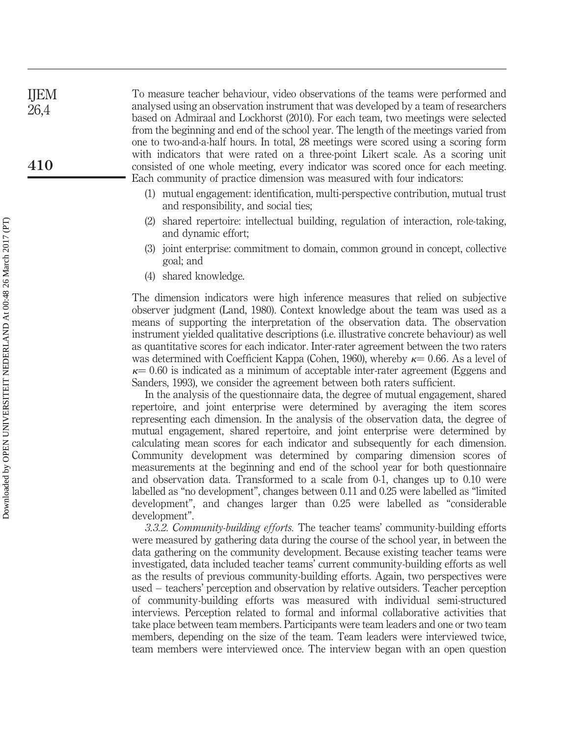To measure teacher behaviour, video observations of the teams were performed and analysed using an observation instrument that was developed by a team of researchers based on Admiraal and Lockhorst (2010). For each team, two meetings were selected from the beginning and end of the school year. The length of the meetings varied from one to two-and-a-half hours. In total, 28 meetings were scored using a scoring form with indicators that were rated on a three-point Likert scale. As a scoring unit consisted of one whole meeting, every indicator was scored once for each meeting. Each community of practice dimension was measured with four indicators:

1. mutual engagement: identification, multi-perspective contribution, mutual trust and responsibility, and social ties;
2. shared repertoire: intellectual building, regulation of interaction, role-taking, and dynamic effort;
3. joint enterprise: commitment to domain, common ground in concept, collective goal; and
4. shared knowledge.

The dimension indicators were high inference measures that relied on subjective observer judgment (Land, 1980). Context knowledge about the team was used as a means of supporting the interpretation of the observation data. The observation instrument yielded qualitative descriptions (i.e. illustrative concrete behaviour) as well as quantitative scores for each indicator. Inter-rater agreement between the two raters was determined with Coefficient Kappa (Cohen, 1960), whereby $\kappa = 0.66$. As a level of $\kappa = 0.60$ is indicated as a minimum of acceptable inter-rater agreement (Eggens and Sanders, 1993), we consider the agreement between both raters sufficient.

In the analysis of the questionnaire data, the degree of mutual engagement, shared repertoire, and joint enterprise were determined by averaging the item scores representing each dimension. In the analysis of the observation data, the degree of mutual engagement, shared repertoire, and joint enterprise were determined by calculating mean scores for each indicator and subsequently for each dimension. Community development was determined by comparing dimension scores of measurements at the beginning and end of the school year for both questionnaire and observation data. Transformed to a scale from 0-1, changes up to 0.10 were labelled as "no development", changes between 0.11 and 0.25 were labelled as "limited development", and changes larger than 0.25 were labelled as "considerable development".

*3.3.2. Community-building efforts.* The teacher teams' community-building efforts were measured by gathering data during the course of the school year, in between the data gathering on the community development. Because existing teacher teams were investigated, data included teacher teams' current community-building efforts as well as the results of previous community-building efforts. Again, two perspectives were used – teachers' perception and observation by relative outsiders. Teacher perception of community-building efforts was measured with individual semi-structured interviews. Perception related to formal and informal collaborative activities that take place between team members. Participants were team leaders and one or two team members, depending on the size of the team. Team leaders were interviewed twice, team members were interviewed once. The interview began with an open question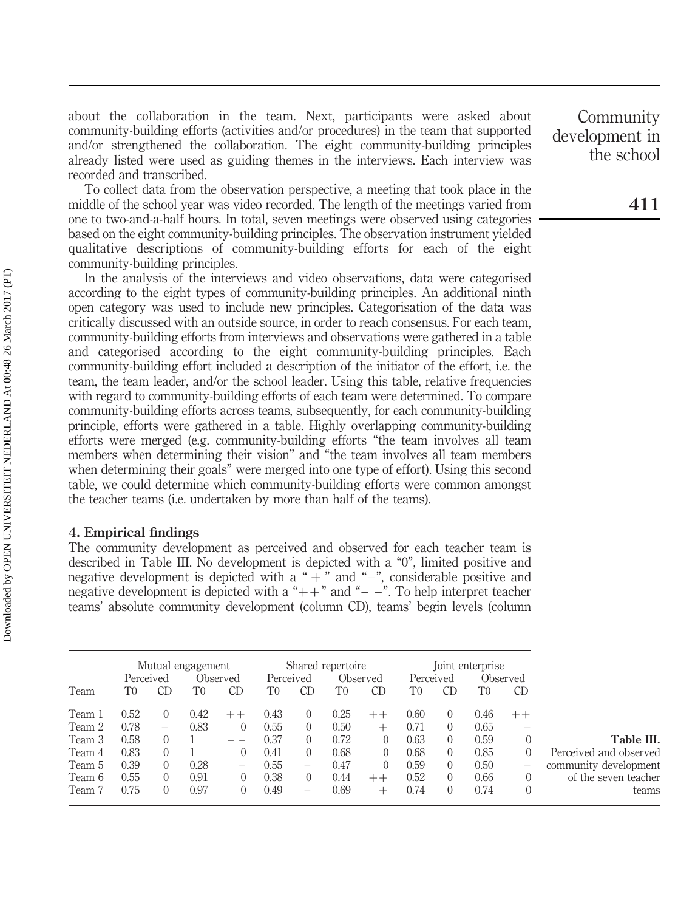about the collaboration in the team. Next, participants were asked about community-building efforts (activities and/or procedures) in the team that supported and/or strengthened the collaboration. The eight community-building principles already listed were used as guiding themes in the interviews. Each interview was recorded and transcribed.

To collect data from the observation perspective, a meeting that took place in the middle of the school year was video recorded. The length of the meetings varied from one to two-and-a-half hours. In total, seven meetings were observed using categories based on the eight community-building principles. The observation instrument yielded qualitative descriptions of community-building efforts for each of the eight community-building principles.

In the analysis of the interviews and video observations, data were categorised according to the eight types of community-building principles. An additional ninth open category was used to include new principles. Categorisation of the data was critically discussed with an outside source, in order to reach consensus. For each team, community-building efforts from interviews and observations were gathered in a table and categorised according to the eight community-building principles. Each community-building effort included a description of the initiator of the effort, i.e. the team, the team leader, and/or the school leader. Using this table, relative frequencies with regard to community-building efforts of each team were determined. To compare community-building efforts across teams, subsequently, for each community-building principle, efforts were gathered in a table. Highly overlapping community-building efforts were merged (e.g. community-building efforts "the team involves all team members when determining their vision" and "the team involves all team members when determining their goals" were merged into one type of effort). Using this second table, we could determine which community-building efforts were common amongst the teacher teams (i.e. undertaken by more than half of the teams).

## 4. Empirical findings

The community development as perceived and observed for each teacher team is described in Table III. No development is depicted with a "0", limited positive and negative development is depicted with a "+" and "−", considerable positive and negative development is depicted with a "++" and "− −". To help interpret teacher teams' absolute community development (column CD), teams' begin levels (column

| | Mutual engagement | | | | Shared repertoire | | | | Joint enterprise | | | |
|---|---|---|---|---|---|---|---|---|---|---|---|---|
| | Perceived | | Observed | | Perceived | | Observed | | Perceived | | Observed | |
| Team | T0 | CD | T0 | CD | T0 | CD | T0 | CD | T0 | CD | T0 | CD |
| Team 1 | 0.52 | 0 | 0.42 | ++ | 0.43 | 0 | 0.25 | ++ | 0.60 | 0 | 0.46 | ++ |
| Team 2 | 0.78 | − | 0.83 | 0 | 0.55 | 0 | 0.50 | + | 0.71 | 0 | 0.65 | − |
| Team 3 | 0.58 | 0 | 1 | − − | 0.37 | 0 | 0.72 | 0 | 0.63 | 0 | 0.59 | 0 |
| Team 4 | 0.83 | 0 | 1 | 0 | 0.41 | 0 | 0.68 | 0 | 0.68 | 0 | 0.85 | 0 |
| Team 5 | 0.39 | 0 | 0.28 | − | 0.55 | − | 0.47 | 0 | 0.59 | 0 | 0.50 | − |
| Team 6 | 0.55 | 0 | 0.91 | 0 | 0.38 | 0 | 0.44 | ++ | 0.52 | 0 | 0.66 | 0 |
| Team 7 | 0.75 | 0 | 0.97 | 0 | 0.49 | − | 0.69 | + | 0.74 | 0 | 0.74 | 0 |

**Table III.** Perceived and observed community development of the seven teacher teams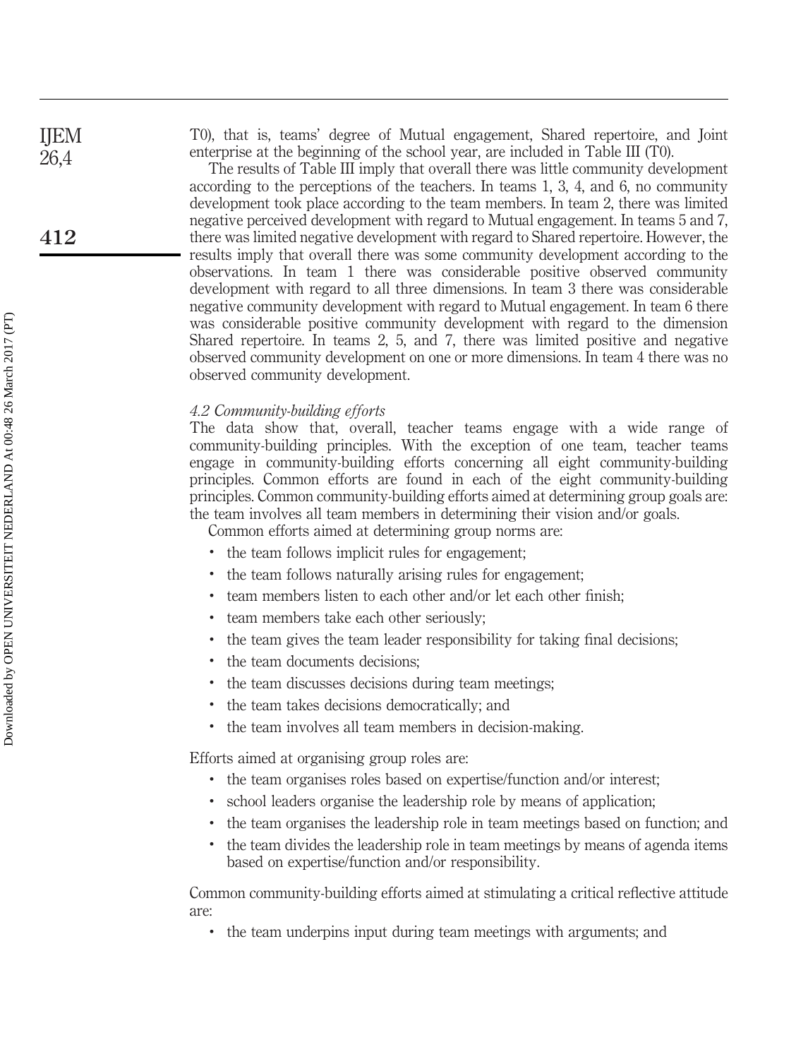T0), that is, teams' degree of Mutual engagement, Shared repertoire, and Joint enterprise at the beginning of the school year, are included in Table III (T0).

The results of Table III imply that overall there was little community development according to the perceptions of the teachers. In teams 1, 3, 4, and 6, no community development took place according to the team members. In team 2, there was limited negative perceived development with regard to Mutual engagement. In teams 5 and 7, there was limited negative development with regard to Shared repertoire. However, the results imply that overall there was some community development according to the observations. In team 1 there was considerable positive observed community development with regard to all three dimensions. In team 3 there was considerable negative community development with regard to Mutual engagement. In team 6 there was considerable positive community development with regard to the dimension Shared repertoire. In teams 2, 5, and 7, there was limited positive and negative observed community development on one or more dimensions. In team 4 there was no observed community development.

### *4.2 Community-building efforts*

The data show that, overall, teacher teams engage with a wide range of community-building principles. With the exception of one team, teacher teams engage in community-building efforts concerning all eight community-building principles. Common efforts are found in each of the eight community-building principles. Common community-building efforts aimed at determining group goals are: the team involves all team members in determining their vision and/or goals.

Common efforts aimed at determining group norms are:

- the team follows implicit rules for engagement;
- the team follows naturally arising rules for engagement;
- team members listen to each other and/or let each other finish;
- team members take each other seriously;
- the team gives the team leader responsibility for taking final decisions;
- the team documents decisions;
- the team discusses decisions during team meetings;
- the team takes decisions democratically; and
- the team involves all team members in decision-making.

Efforts aimed at organising group roles are:

- the team organises roles based on expertise/function and/or interest;
- school leaders organise the leadership role by means of application;
- the team organises the leadership role in team meetings based on function; and
- the team divides the leadership role in team meetings by means of agenda items based on expertise/function and/or responsibility.

Common community-building efforts aimed at stimulating a critical reflective attitude are:

- the team underpins input during team meetings with arguments; and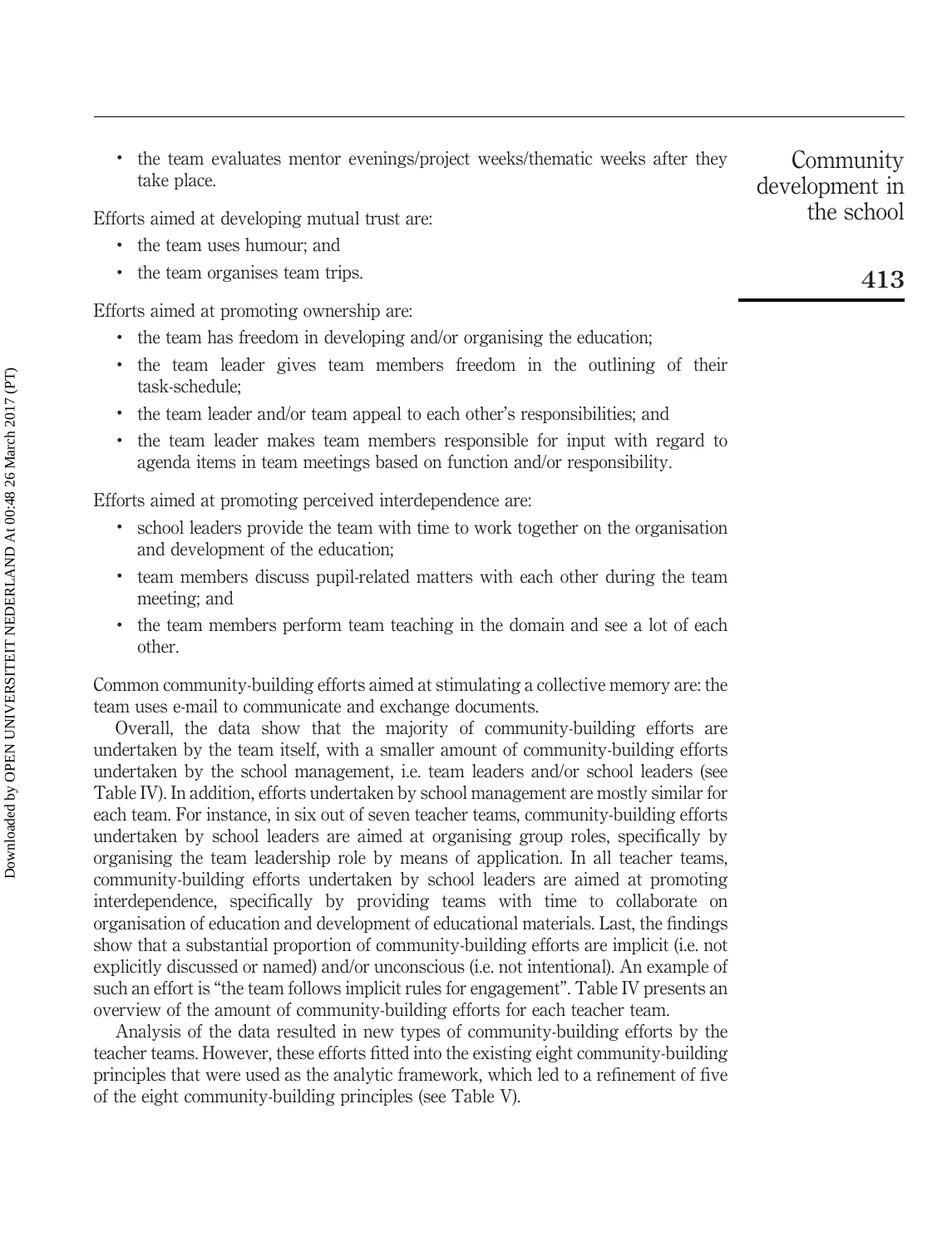- the team evaluates mentor evenings/project weeks/thematic weeks after they take place.

Efforts aimed at developing mutual trust are:

- the team uses humour; and
- the team organises team trips.

Efforts aimed at promoting ownership are:

- the team has freedom in developing and/or organising the education;
- the team leader gives team members freedom in the outlining of their task-schedule;
- the team leader and/or team appeal to each other's responsibilities; and
- the team leader makes team members responsible for input with regard to agenda items in team meetings based on function and/or responsibility.

Efforts aimed at promoting perceived interdependence are:

- school leaders provide the team with time to work together on the organisation and development of the education;
- team members discuss pupil-related matters with each other during the team meeting; and
- the team members perform team teaching in the domain and see a lot of each other.

Common community-building efforts aimed at stimulating a collective memory are: the team uses e-mail to communicate and exchange documents.

Overall, the data show that the majority of community-building efforts are undertaken by the team itself, with a smaller amount of community-building efforts undertaken by the school management, i.e. team leaders and/or school leaders (see Table IV). In addition, efforts undertaken by school management are mostly similar for each team. For instance, in six out of seven teacher teams, community-building efforts undertaken by school leaders are aimed at organising group roles, specifically by organising the team leadership role by means of application. In all teacher teams, community-building efforts undertaken by school leaders are aimed at promoting interdependence, specifically by providing teams with time to collaborate on organisation of education and development of educational materials. Last, the findings show that a substantial proportion of community-building efforts are implicit (i.e. not explicitly discussed or named) and/or unconscious (i.e. not intentional). An example of such an effort is "the team follows implicit rules for engagement". Table IV presents an overview of the amount of community-building efforts for each teacher team.

Analysis of the data resulted in new types of community-building efforts by the teacher teams. However, these efforts fitted into the existing eight community-building principles that were used as the analytic framework, which led to a refinement of five of the eight community-building principles (see Table V).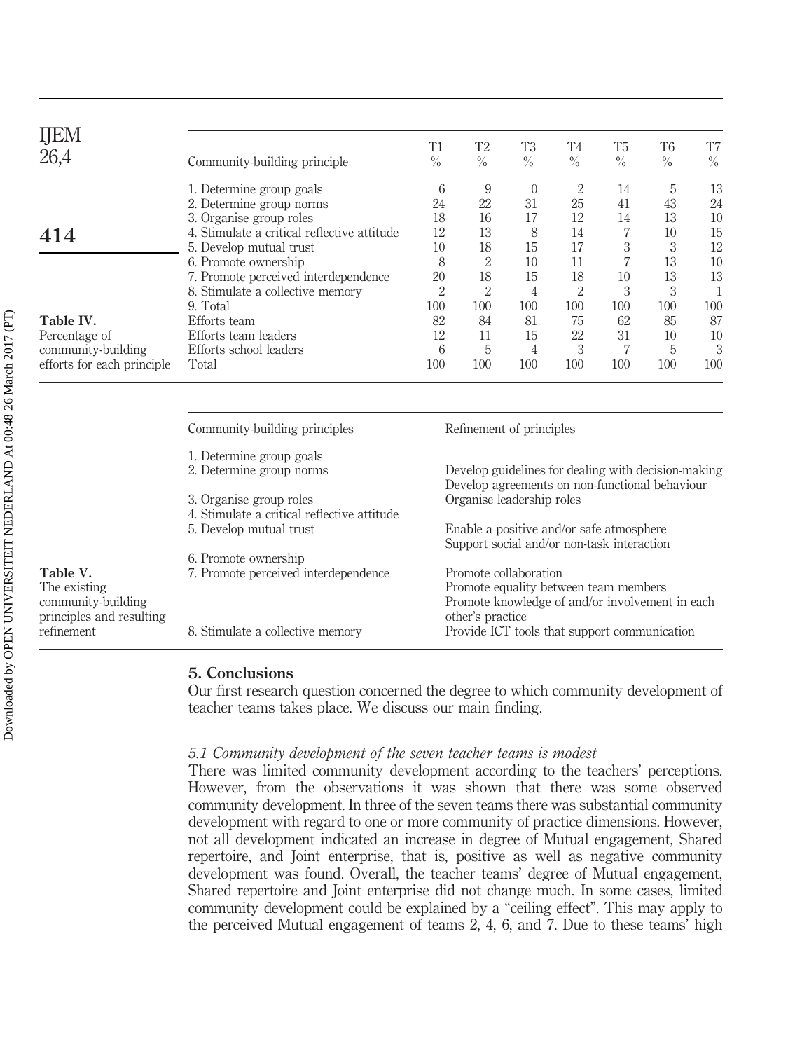**Table IV.** Percentage of community-building efforts for each principle

| Community-building principle | T1 % | T2 % | T3 % | T4 % | T5 % | T6 % | T7 % |
|---|---|---|---|---|---|---|---|
| 1. Determine group goals | 6 | 9 | 0 | 2 | 14 | 5 | 13 |
| 2. Determine group norms | 24 | 22 | 31 | 25 | 41 | 43 | 24 |
| 3. Organise group roles | 18 | 16 | 17 | 12 | 14 | 13 | 10 |
| 4. Stimulate a critical reflective attitude | 12 | 13 | 8 | 14 | 7 | 10 | 15 |
| 5. Develop mutual trust | 10 | 18 | 15 | 17 | 3 | 3 | 12 |
| 6. Promote ownership | 8 | 2 | 10 | 11 | 7 | 13 | 10 |
| 7. Promote perceived interdependence | 20 | 18 | 15 | 18 | 10 | 13 | 13 |
| 8. Stimulate a collective memory | 2 | 2 | 4 | 2 | 3 | 3 | 1 |
| 9. Total | 100 | 100 | 100 | 100 | 100 | 100 | 100 |
| Efforts team | 82 | 84 | 81 | 75 | 62 | 85 | 87 |
| Efforts team leaders | 12 | 11 | 15 | 22 | 31 | 10 | 10 |
| Efforts school leaders | 6 | 5 | 4 | 3 | 7 | 5 | 3 |
| Total | 100 | 100 | 100 | 100 | 100 | 100 | 100 |

**Table V.** The existing community-building principles and resulting refinement

| Community-building principles | Refinement of principles |
|---|---|
| 1. Determine group goals | |
| 2. Determine group norms | Develop guidelines for dealing with decision-making<br>Develop agreements on non-functional behaviour |
| 3. Organise group roles | Organise leadership roles |
| 4. Stimulate a critical reflective attitude | |
| 5. Develop mutual trust | Enable a positive and/or safe atmosphere<br>Support social and/or non-task interaction |
| 6. Promote ownership | |
| 7. Promote perceived interdependence | Promote collaboration<br>Promote equality between team members<br>Promote knowledge of and/or involvement in each other's practice |
| 8. Stimulate a collective memory | Provide ICT tools that support communication |

## 5. Conclusions

Our first research question concerned the degree to which community development of teacher teams takes place. We discuss our main finding.

### *5.1 Community development of the seven teacher teams is modest*

There was limited community development according to the teachers' perceptions. However, from the observations it was shown that there was some observed community development. In three of the seven teams there was substantial community development with regard to one or more community of practice dimensions. However, not all development indicated an increase in degree of Mutual engagement, Shared repertoire, and Joint enterprise, that is, positive as well as negative community development was found. Overall, the teacher teams' degree of Mutual engagement, Shared repertoire and Joint enterprise did not change much. In some cases, limited community development could be explained by a "ceiling effect". This may apply to the perceived Mutual engagement of teams 2, 4, 6, and 7. Due to these teams' high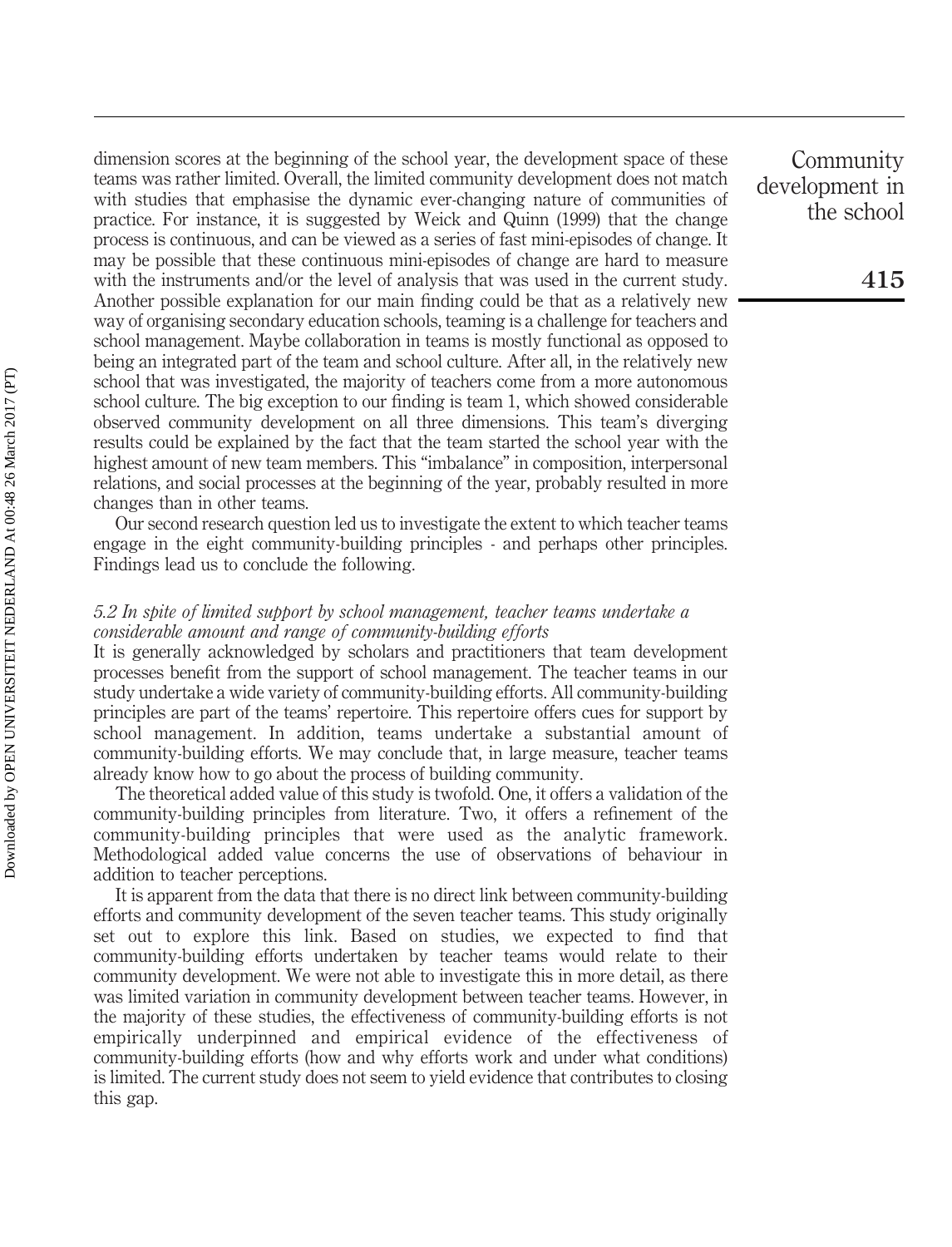dimension scores at the beginning of the school year, the development space of these teams was rather limited. Overall, the limited community development does not match with studies that emphasise the dynamic ever-changing nature of communities of practice. For instance, it is suggested by Weick and Quinn (1999) that the change process is continuous, and can be viewed as a series of fast mini-episodes of change. It may be possible that these continuous mini-episodes of change are hard to measure with the instruments and/or the level of analysis that was used in the current study. Another possible explanation for our main finding could be that as a relatively new way of organising secondary education schools, teaming is a challenge for teachers and school management. Maybe collaboration in teams is mostly functional as opposed to being an integrated part of the team and school culture. After all, in the relatively new school that was investigated, the majority of teachers come from a more autonomous school culture. The big exception to our finding is team 1, which showed considerable observed community development on all three dimensions. This team's diverging results could be explained by the fact that the team started the school year with the highest amount of new team members. This "imbalance" in composition, interpersonal relations, and social processes at the beginning of the year, probably resulted in more changes than in other teams.

Our second research question led us to investigate the extent to which teacher teams engage in the eight community-building principles - and perhaps other principles. Findings lead us to conclude the following.

### *5.2 In spite of limited support by school management, teacher teams undertake a considerable amount and range of community-building efforts*

It is generally acknowledged by scholars and practitioners that team development processes benefit from the support of school management. The teacher teams in our study undertake a wide variety of community-building efforts. All community-building principles are part of the teams' repertoire. This repertoire offers cues for support by school management. In addition, teams undertake a substantial amount of community-building efforts. We may conclude that, in large measure, teacher teams already know how to go about the process of building community.

The theoretical added value of this study is twofold. One, it offers a validation of the community-building principles from literature. Two, it offers a refinement of the community-building principles that were used as the analytic framework. Methodological added value concerns the use of observations of behaviour in addition to teacher perceptions.

It is apparent from the data that there is no direct link between community-building efforts and community development of the seven teacher teams. This study originally set out to explore this link. Based on studies, we expected to find that community-building efforts undertaken by teacher teams would relate to their community development. We were not able to investigate this in more detail, as there was limited variation in community development between teacher teams. However, in the majority of these studies, the effectiveness of community-building efforts is not empirically underpinned and empirical evidence of the effectiveness of community-building efforts (how and why efforts work and under what conditions) is limited. The current study does not seem to yield evidence that contributes to closing this gap.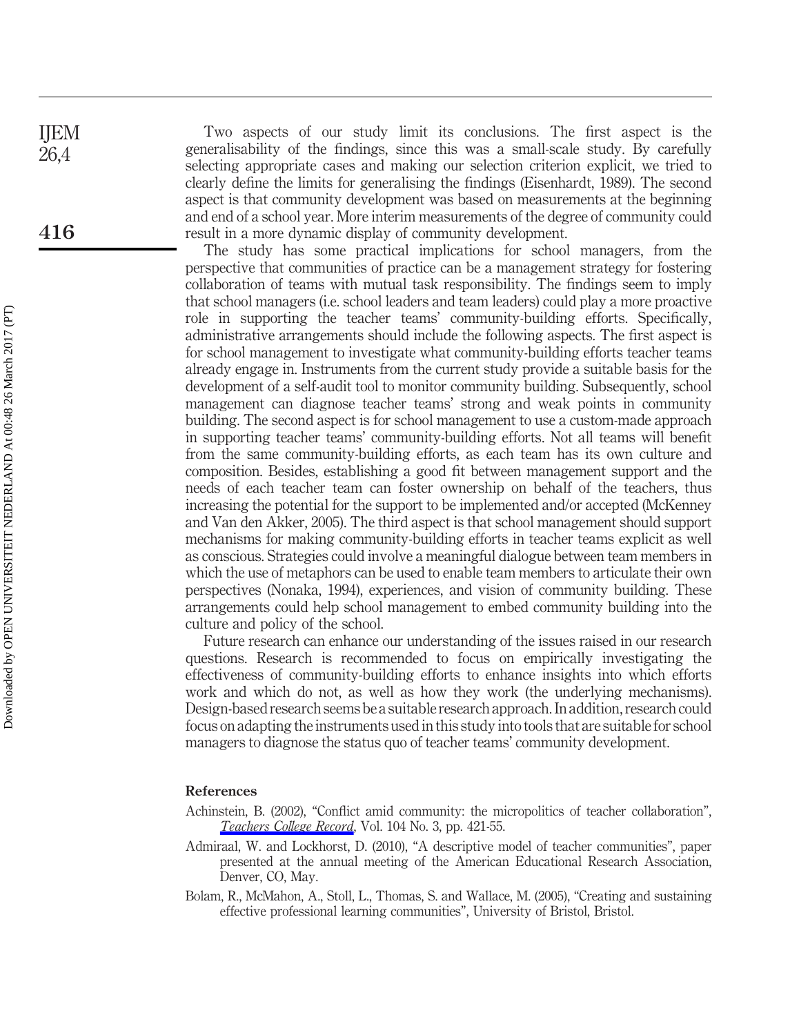Two aspects of our study limit its conclusions. The first aspect is the generalisability of the findings, since this was a small-scale study. By carefully selecting appropriate cases and making our selection criterion explicit, we tried to clearly define the limits for generalising the findings (Eisenhardt, 1989). The second aspect is that community development was based on measurements at the beginning and end of a school year. More interim measurements of the degree of community could result in a more dynamic display of community development.

The study has some practical implications for school managers, from the perspective that communities of practice can be a management strategy for fostering collaboration of teams with mutual task responsibility. The findings seem to imply that school managers (i.e. school leaders and team leaders) could play a more proactive role in supporting the teacher teams' community-building efforts. Specifically, administrative arrangements should include the following aspects. The first aspect is for school management to investigate what community-building efforts teacher teams already engage in. Instruments from the current study provide a suitable basis for the development of a self-audit tool to monitor community building. Subsequently, school management can diagnose teacher teams' strong and weak points in community building. The second aspect is for school management to use a custom-made approach in supporting teacher teams' community-building efforts. Not all teams will benefit from the same community-building efforts, as each team has its own culture and composition. Besides, establishing a good fit between management support and the needs of each teacher team can foster ownership on behalf of the teachers, thus increasing the potential for the support to be implemented and/or accepted (McKenney and Van den Akker, 2005). The third aspect is that school management should support mechanisms for making community-building efforts in teacher teams explicit as well as conscious. Strategies could involve a meaningful dialogue between team members in which the use of metaphors can be used to enable team members to articulate their own perspectives (Nonaka, 1994), experiences, and vision of community building. These arrangements could help school management to embed community building into the culture and policy of the school.

Future research can enhance our understanding of the issues raised in our research questions. Research is recommended to focus on empirically investigating the effectiveness of community-building efforts to enhance insights into which efforts work and which do not, as well as how they work (the underlying mechanisms). Design-based research seems be a suitable research approach. In addition, research could focus on adapting the instruments used in this study into tools that are suitable for school managers to diagnose the status quo of teacher teams' community development.

## References

Achinstein, B. (2002), "Conflict amid community: the micropolitics of teacher collaboration", *Teachers College Record*, Vol. 104 No. 3, pp. 421-55.

Admiraal, W. and Lockhorst, D. (2010), "A descriptive model of teacher communities", paper presented at the annual meeting of the American Educational Research Association, Denver, CO, May.

Bolam, R., McMahon, A., Stoll, L., Thomas, S. and Wallace, M. (2005), "Creating and sustaining effective professional learning communities", University of Bristol, Bristol.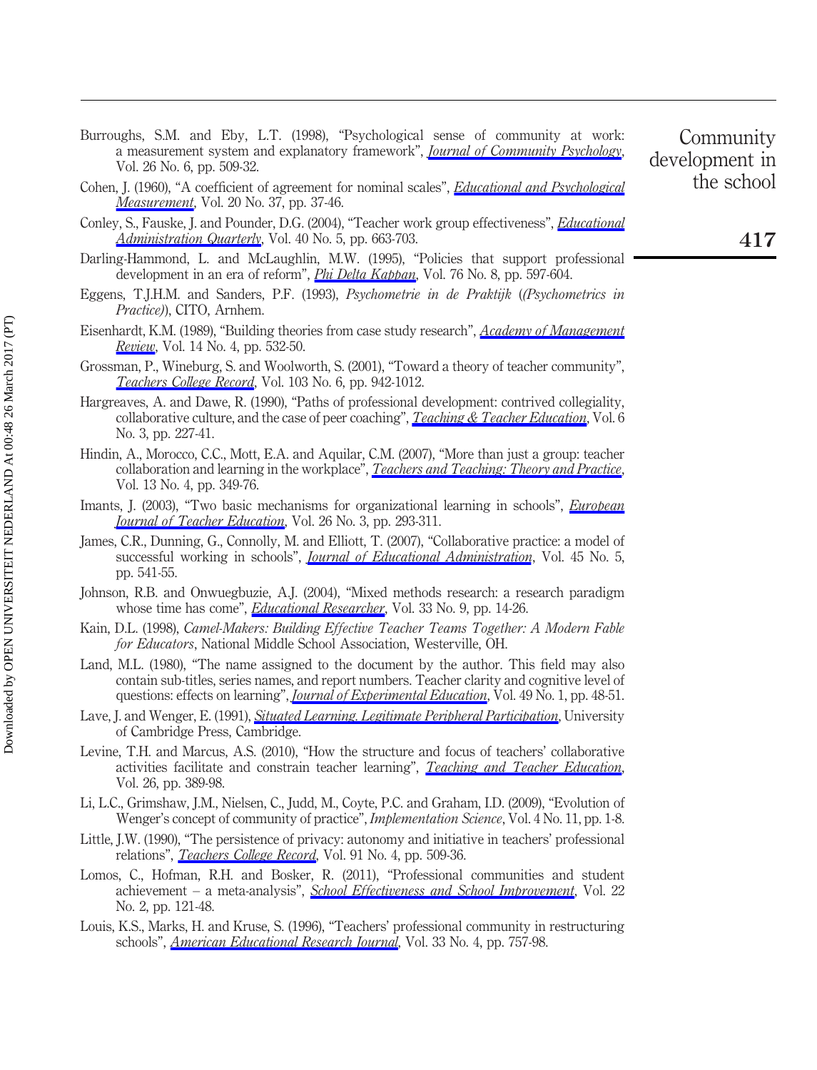Burroughs, S.M. and Eby, L.T. (1998), "Psychological sense of community at work: a measurement system and explanatory framework", *Journal of Community Psychology*, Vol. 26 No. 6, pp. 509-32.

Cohen, J. (1960), "A coefficient of agreement for nominal scales", *Educational and Psychological Measurement*, Vol. 20 No. 37, pp. 37-46.

Conley, S., Fauske, J. and Pounder, D.G. (2004), "Teacher work group effectiveness", *Educational Administration Quarterly*, Vol. 40 No. 5, pp. 663-703.

Darling-Hammond, L. and McLaughlin, M.W. (1995), "Policies that support professional development in an era of reform", *Phi Delta Kappan*, Vol. 76 No. 8, pp. 597-604.

Eggens, T.J.H.M. and Sanders, P.F. (1993), *Psychometrie in de Praktijk* (*(Psychometrics in Practice)*), CITO, Arnhem.

Eisenhardt, K.M. (1989), "Building theories from case study research", *Academy of Management Review*, Vol. 14 No. 4, pp. 532-50.

Grossman, P., Wineburg, S. and Woolworth, S. (2001), "Toward a theory of teacher community", *Teachers College Record*, Vol. 103 No. 6, pp. 942-1012.

Hargreaves, A. and Dawe, R. (1990), "Paths of professional development: contrived collegiality, collaborative culture, and the case of peer coaching", *Teaching & Teacher Education*, Vol. 6 No. 3, pp. 227-41.

Hindin, A., Morocco, C.C., Mott, E.A. and Aquilar, C.M. (2007), "More than just a group: teacher collaboration and learning in the workplace", *Teachers and Teaching: Theory and Practice*, Vol. 13 No. 4, pp. 349-76.

Imants, J. (2003), "Two basic mechanisms for organizational learning in schools", *European Journal of Teacher Education*, Vol. 26 No. 3, pp. 293-311.

James, C.R., Dunning, G., Connolly, M. and Elliott, T. (2007), "Collaborative practice: a model of successful working in schools", *Journal of Educational Administration*, Vol. 45 No. 5, pp. 541-55.

Johnson, R.B. and Onwuegbuzie, A.J. (2004), "Mixed methods research: a research paradigm whose time has come", *Educational Researcher*, Vol. 33 No. 9, pp. 14-26.

Kain, D.L. (1998), *Camel-Makers: Building Effective Teacher Teams Together: A Modern Fable for Educators*, National Middle School Association, Westerville, OH.

Land, M.L. (1980), "The name assigned to the document by the author. This field may also contain sub-titles, series names, and report numbers. Teacher clarity and cognitive level of questions: effects on learning", *Journal of Experimental Education*, Vol. 49 No. 1, pp. 48-51.

Lave, J. and Wenger, E. (1991), *Situated Learning. Legitimate Peripheral Participation*, University of Cambridge Press, Cambridge.

Levine, T.H. and Marcus, A.S. (2010), "How the structure and focus of teachers' collaborative activities facilitate and constrain teacher learning", *Teaching and Teacher Education*, Vol. 26, pp. 389-98.

Li, L.C., Grimshaw, J.M., Nielsen, C., Judd, M., Coyte, P.C. and Graham, I.D. (2009), "Evolution of Wenger's concept of community of practice", *Implementation Science*, Vol. 4 No. 11, pp. 1-8.

Little, J.W. (1990), "The persistence of privacy: autonomy and initiative in teachers' professional relations", *Teachers College Record*, Vol. 91 No. 4, pp. 509-36.

Lomos, C., Hofman, R.H. and Bosker, R. (2011), "Professional communities and student achievement – a meta-analysis", *School Effectiveness and School Improvement*, Vol. 22 No. 2, pp. 121-48.

Louis, K.S., Marks, H. and Kruse, S. (1996), "Teachers' professional community in restructuring schools", *American Educational Research Journal*, Vol. 33 No. 4, pp. 757-98.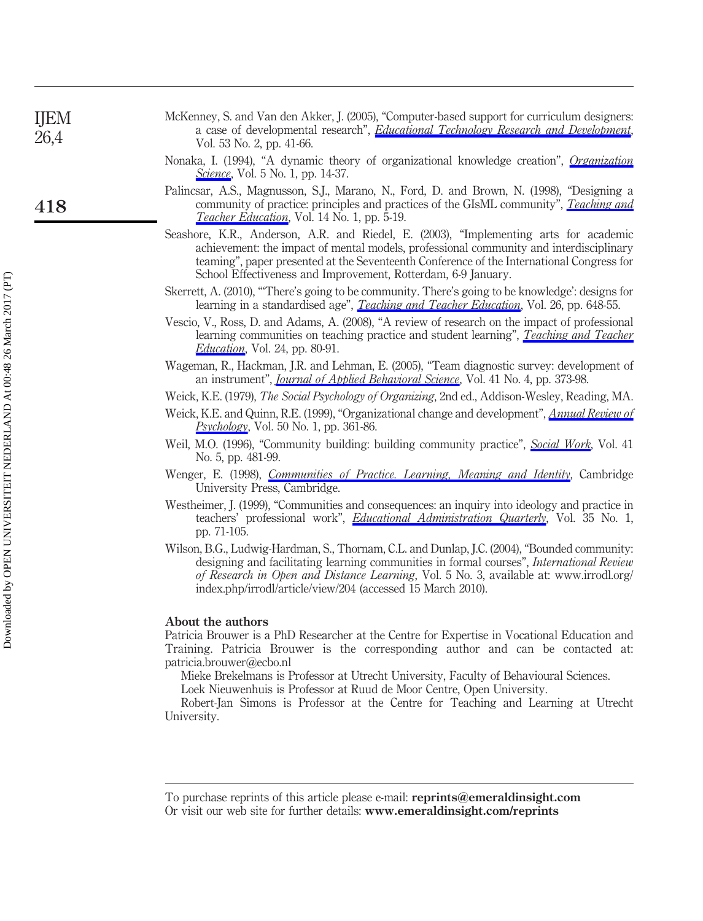McKenney, S. and Van den Akker, J. (2005), "Computer-based support for curriculum designers: a case of developmental research", *Educational Technology Research and Development*, Vol. 53 No. 2, pp. 41-66.

Nonaka, I. (1994), "A dynamic theory of organizational knowledge creation", *Organization Science*, Vol. 5 No. 1, pp. 14-37.

Palincsar, A.S., Magnusson, S.J., Marano, N., Ford, D. and Brown, N. (1998), "Designing a community of practice: principles and practices of the GIsML community", *Teaching and Teacher Education*, Vol. 14 No. 1, pp. 5-19.

Seashore, K.R., Anderson, A.R. and Riedel, E. (2003), "Implementing arts for academic achievement: the impact of mental models, professional community and interdisciplinary teaming", paper presented at the Seventeenth Conference of the International Congress for School Effectiveness and Improvement, Rotterdam, 6-9 January.

Skerrett, A. (2010), "'There's going to be community. There's going to be knowledge': designs for learning in a standardised age", *Teaching and Teacher Education*, Vol. 26, pp. 648-55.

Vescio, V., Ross, D. and Adams, A. (2008), "A review of research on the impact of professional learning communities on teaching practice and student learning", *Teaching and Teacher Education*, Vol. 24, pp. 80-91.

Wageman, R., Hackman, J.R. and Lehman, E. (2005), "Team diagnostic survey: development of an instrument", *Journal of Applied Behavioral Science*, Vol. 41 No. 4, pp. 373-98.

Weick, K.E. (1979), *The Social Psychology of Organizing*, 2nd ed., Addison-Wesley, Reading, MA.

Weick, K.E. and Quinn, R.E. (1999), "Organizational change and development", *Annual Review of Psychology*, Vol. 50 No. 1, pp. 361-86.

Weil, M.O. (1996), "Community building: building community practice", *Social Work*, Vol. 41 No. 5, pp. 481-99.

Wenger, E. (1998), *Communities of Practice. Learning, Meaning and Identity*, Cambridge University Press, Cambridge.

Westheimer, J. (1999), "Communities and consequences: an inquiry into ideology and practice in teachers' professional work", *Educational Administration Quarterly*, Vol. 35 No. 1, pp. 71-105.

Wilson, B.G., Ludwig-Hardman, S., Thornam, C.L. and Dunlap, J.C. (2004), "Bounded community: designing and facilitating learning communities in formal courses", *International Review of Research in Open and Distance Learning*, Vol. 5 No. 3, available at: www.irrodl.org/index.php/irrodl/article/view/204 (accessed 15 March 2010).

## About the authors

Patricia Brouwer is a PhD Researcher at the Centre for Expertise in Vocational Education and Training. Patricia Brouwer is the corresponding author and can be contacted at: patricia.brouwer@ecbo.nl

Mieke Brekelmans is Professor at Utrecht University, Faculty of Behavioural Sciences.

Loek Nieuwenhuis is Professor at Ruud de Moor Centre, Open University.

Robert-Jan Simons is Professor at the Centre for Teaching and Learning at Utrecht University.

To purchase reprints of this article please e-mail: **reprints@emeraldinsight.com**
Or visit our web site for further details: **www.emeraldinsight.com/reprints**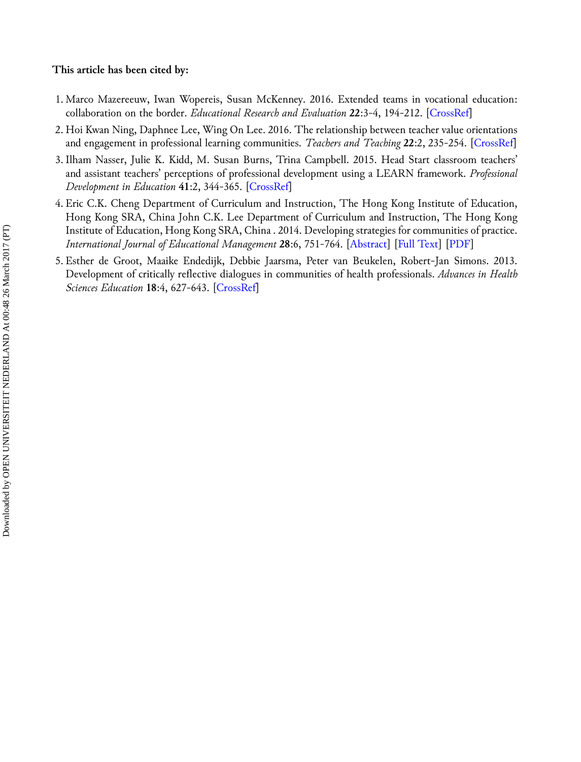**This article has been cited by:**

1. Marco Mazereeuw, Iwan Wopereis, Susan McKenney. 2016. Extended teams in vocational education: collaboration on the border. *Educational Research and Evaluation* **22**:3-4, 194-212. [CrossRef]
2. Hoi Kwan Ning, Daphnee Lee, Wing On Lee. 2016. The relationship between teacher value orientations and engagement in professional learning communities. *Teachers and Teaching* **22**:2, 235-254. [CrossRef]
3. Ilham Nasser, Julie K. Kidd, M. Susan Burns, Trina Campbell. 2015. Head Start classroom teachers' and assistant teachers' perceptions of professional development using a LEARN framework. *Professional Development in Education* **41**:2, 344-365. [CrossRef]
4. Eric C.K. Cheng Department of Curriculum and Instruction, The Hong Kong Institute of Education, Hong Kong SRA, China John C.K. Lee Department of Curriculum and Instruction, The Hong Kong Institute of Education, Hong Kong SRA, China . 2014. Developing strategies for communities of practice. *International Journal of Educational Management* **28**:6, 751-764. [Abstract] [Full Text] [PDF]
5. Esther de Groot, Maaike Endedijk, Debbie Jaarsma, Peter van Beukelen, Robert-Jan Simons. 2013. Development of critically reflective dialogues in communities of health professionals. *Advances in Health Sciences Education* **18**:4, 627-643. [CrossRef]